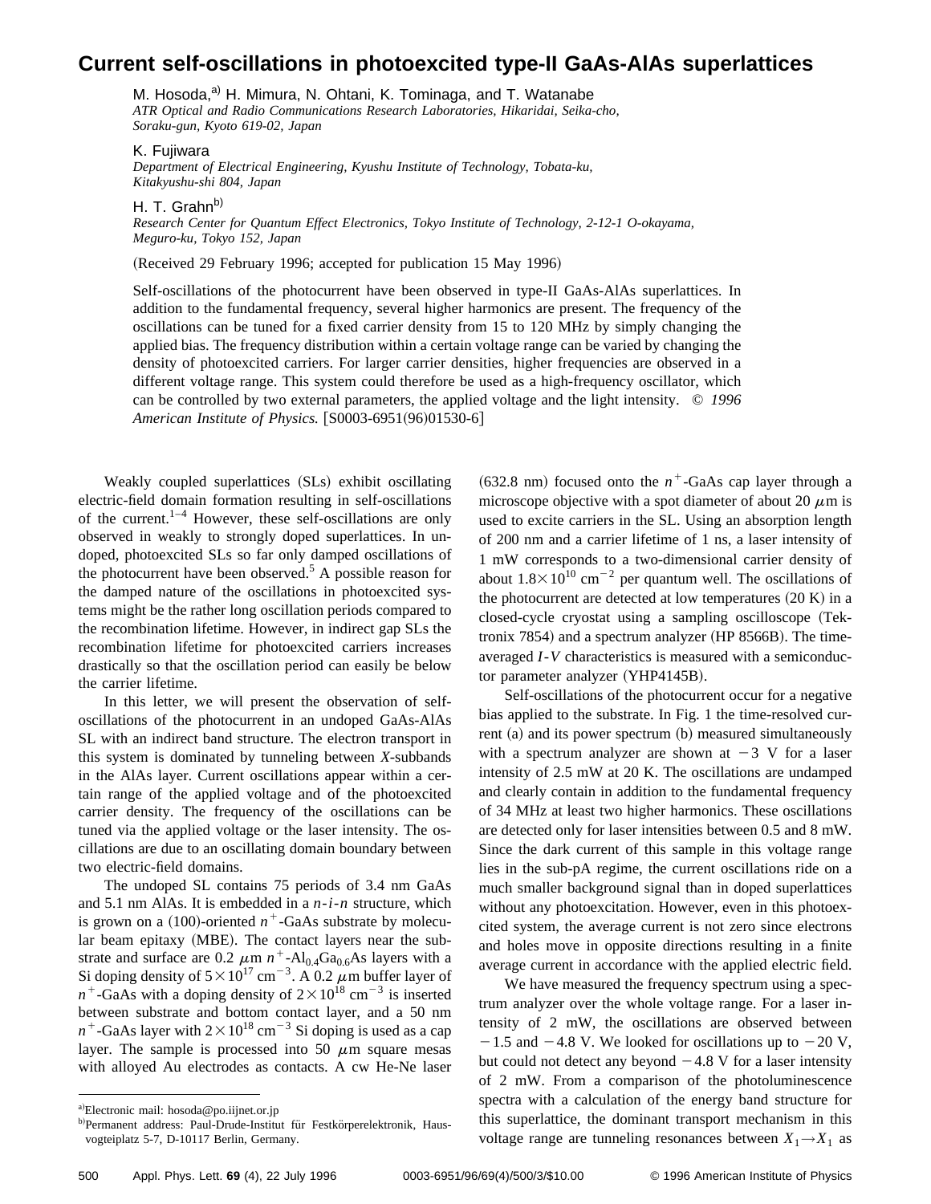# Current self-oscillations in photoexcited type-II GaAs-AlAs superlattices

M. Hosoda,[a] H. Mimura, N. Ohtani, K. Tominaga, and T. Watanabe
*ATR Optical and Radio Communications Research Laboratories, Hikaridai, Seika-cho, Soraku-gun, Kyoto 619-02, Japan*

K. Fujiwara
*Department of Electrical Engineering, Kyushu Institute of Technology, Tobata-ku, Kitakyushu-shi 804, Japan*

H. T. Grahn[b]
*Research Center for Quantum Effect Electronics, Tokyo Institute of Technology, 2-12-1 O-okayama, Meguro-ku, Tokyo 152, Japan*

(Received 29 February 1996; accepted for publication 15 May 1996)

Self-oscillations of the photocurrent have been observed in type-II GaAs-AlAs superlattices. In addition to the fundamental frequency, several higher harmonics are present. The frequency of the oscillations can be tuned for a fixed carrier density from 15 to 120 MHz by simply changing the applied bias. The frequency distribution within a certain voltage range can be varied by changing the density of photoexcited carriers. For larger carrier densities, higher frequencies are observed in a different voltage range. This system could therefore be used as a high-frequency oscillator, which can be controlled by two external parameters, the applied voltage and the light intensity. © *1996 American Institute of Physics.* [S0003-6951(96)01530-6]

Weakly coupled superlattices (SLs) exhibit oscillating electric-field domain formation resulting in self-oscillations of the current.[1–4] However, these self-oscillations are only observed in weakly to strongly doped superlattices. In undoped, photoexcited SLs so far only damped oscillations of the photocurrent have been observed.[5] A possible reason for the damped nature of the oscillations in photoexcited systems might be the rather long oscillation periods compared to the recombination lifetime. However, in indirect gap SLs the recombination lifetime for photoexcited carriers increases drastically so that the oscillation period can easily be below the carrier lifetime.

In this letter, we will present the observation of self-oscillations of the photocurrent in an undoped GaAs-AlAs SL with an indirect band structure. The electron transport in this system is dominated by tunneling between *X*-subbands in the AlAs layer. Current oscillations appear within a certain range of the applied voltage and of the photoexcited carrier density. The frequency of the oscillations can be tuned via the applied voltage or the laser intensity. The oscillations are due to an oscillating domain boundary between two electric-field domains.

The undoped SL contains 75 periods of 3.4 nm GaAs and 5.1 nm AlAs. It is embedded in a *n-i-n* structure, which is grown on a (100)-oriented $n^+$-GaAs substrate by molecular beam epitaxy (MBE). The contact layers near the substrate and surface are 0.2 $\mu$m $n^+$-$Al_{0.4}Ga_{0.6}As$ layers with a Si doping density of $5\times10^{17}$ cm$^{-3}$. A 0.2 $\mu$m buffer layer of $n^+$-GaAs with a doping density of $2\times10^{18}$ cm$^{-3}$ is inserted between substrate and bottom contact layer, and a 50 nm $n^+$-GaAs layer with $2\times10^{18}$ cm$^{-3}$ Si doping is used as a cap layer. The sample is processed into 50 $\mu$m square mesas with alloyed Au electrodes as contacts. A cw He-Ne laser (632.8 nm) focused onto the $n^+$-GaAs cap layer through a microscope objective with a spot diameter of about 20 $\mu$m is used to excite carriers in the SL. Using an absorption length of 200 nm and a carrier lifetime of 1 ns, a laser intensity of 1 mW corresponds to a two-dimensional carrier density of about $1.8\times10^{10}$ cm$^{-2}$ per quantum well. The oscillations of the photocurrent are detected at low temperatures (20 K) in a closed-cycle cryostat using a sampling oscilloscope (Tektronix 7854) and a spectrum analyzer (HP 8566B). The time-averaged *I-V* characteristics is measured with a semiconductor parameter analyzer (YHP4145B).

Self-oscillations of the photocurrent occur for a negative bias applied to the substrate. In Fig. 1 the time-resolved current (a) and its power spectrum (b) measured simultaneously with a spectrum analyzer are shown at $-3$ V for a laser intensity of 2.5 mW at 20 K. The oscillations are undamped and clearly contain in addition to the fundamental frequency of 34 MHz at least two higher harmonics. These oscillations are detected only for laser intensities between 0.5 and 8 mW. Since the dark current of this sample in this voltage range lies in the sub-pA regime, the current oscillations ride on a much smaller background signal than in doped superlattices without any photoexcitation. However, even in this photoexcited system, the average current is not zero since electrons and holes move in opposite directions resulting in a finite average current in accordance with the applied electric field.

We have measured the frequency spectrum using a spectrum analyzer over the whole voltage range. For a laser intensity of 2 mW, the oscillations are observed between $-1.5$ and $-4.8$ V. We looked for oscillations up to $-20$ V, but could not detect any beyond $-4.8$ V for a laser intensity of 2 mW. From a comparison of the photoluminescence spectra with a calculation of the energy band structure for this superlattice, the dominant transport mechanism in this voltage range are tunneling resonances between $X_1\rightarrow X_1$ as

[a]Electronic mail: hosoda@po.iijnet.or.jp

[b]Permanent address: Paul-Drude-Institut für Festkörperelektronik, Hausvogteiplatz 5-7, D-10117 Berlin, Germany.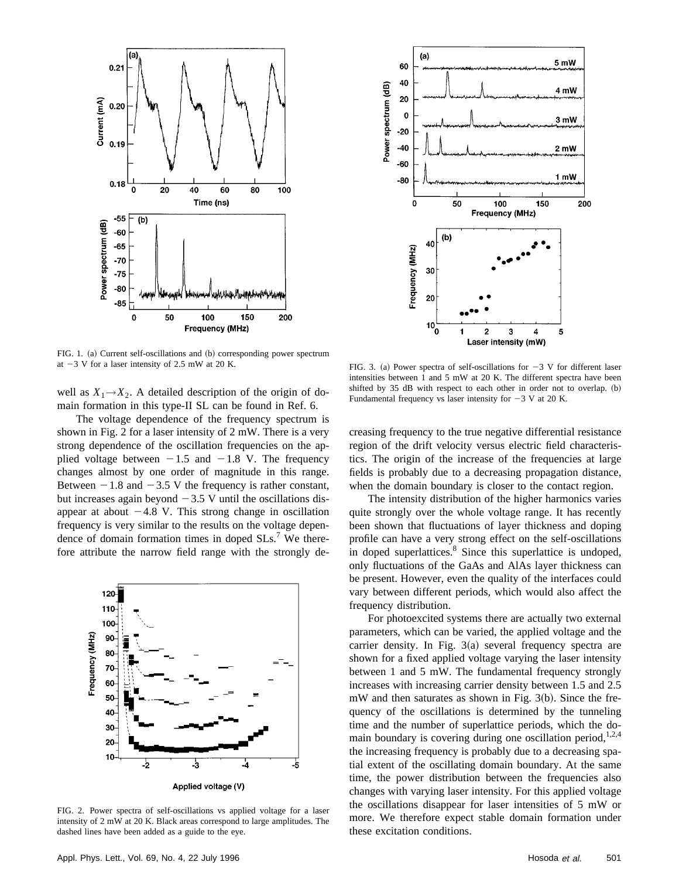FIG. 1. (a) Current self-oscillations and (b) corresponding power spectrum at −3 V for a laser intensity of 2.5 mW at 20 K.

well as $X_1 \rightarrow X_2$. A detailed description of the origin of domain formation in this type-II SL can be found in Ref. 6.

The voltage dependence of the frequency spectrum is shown in Fig. 2 for a laser intensity of 2 mW. There is a very strong dependence of the oscillation frequencies on the applied voltage between −1.5 and −1.8 V. The frequency changes almost by one order of magnitude in this range. Between −1.8 and −3.5 V the frequency is rather constant, but increases again beyond −3.5 V until the oscillations disappear at about −4.8 V. This strong change in oscillation frequency is very similar to the results on the voltage dependence of domain formation times in doped SLs.[7] We therefore attribute the narrow field range with the strongly decreasing frequency to the true negative differential resistance region of the drift velocity versus electric field characteristics. The origin of the increase of the frequencies at large fields is probably due to a decreasing propagation distance, when the domain boundary is closer to the contact region.

FIG. 2. Power spectra of self-oscillations vs applied voltage for a laser intensity of 2 mW at 20 K. Black areas correspond to large amplitudes. The dashed lines have been added as a guide to the eye.

FIG. 3. (a) Power spectra of self-oscillations for −3 V for different laser intensities between 1 and 5 mW at 20 K. The different spectra have been shifted by 35 dB with respect to each other in order not to overlap. (b) Fundamental frequency vs laser intensity for −3 V at 20 K.

The intensity distribution of the higher harmonics varies quite strongly over the whole voltage range. It has recently been shown that fluctuations of layer thickness and doping profile can have a very strong effect on the self-oscillations in doped superlattices.[8] Since this superlattice is undoped, only fluctuations of the GaAs and AlAs layer thickness can be present. However, even the quality of the interfaces could vary between different periods, which would also affect the frequency distribution.

For photoexcited systems there are actually two external parameters, which can be varied, the applied voltage and the carrier density. In Fig. 3(a) several frequency spectra are shown for a fixed applied voltage varying the laser intensity between 1 and 5 mW. The fundamental frequency strongly increases with increasing carrier density between 1.5 and 2.5 mW and then saturates as shown in Fig. 3(b). Since the frequency of the oscillations is determined by the tunneling time and the number of superlattice periods, which the domain boundary is covering during one oscillation period,[1,2,4] the increasing frequency is probably due to a decreasing spatial extent of the oscillating domain boundary. At the same time, the power distribution between the frequencies also changes with varying laser intensity. For this applied voltage the oscillations disappear for laser intensities of 5 mW or more. We therefore expect stable domain formation under these excitation conditions.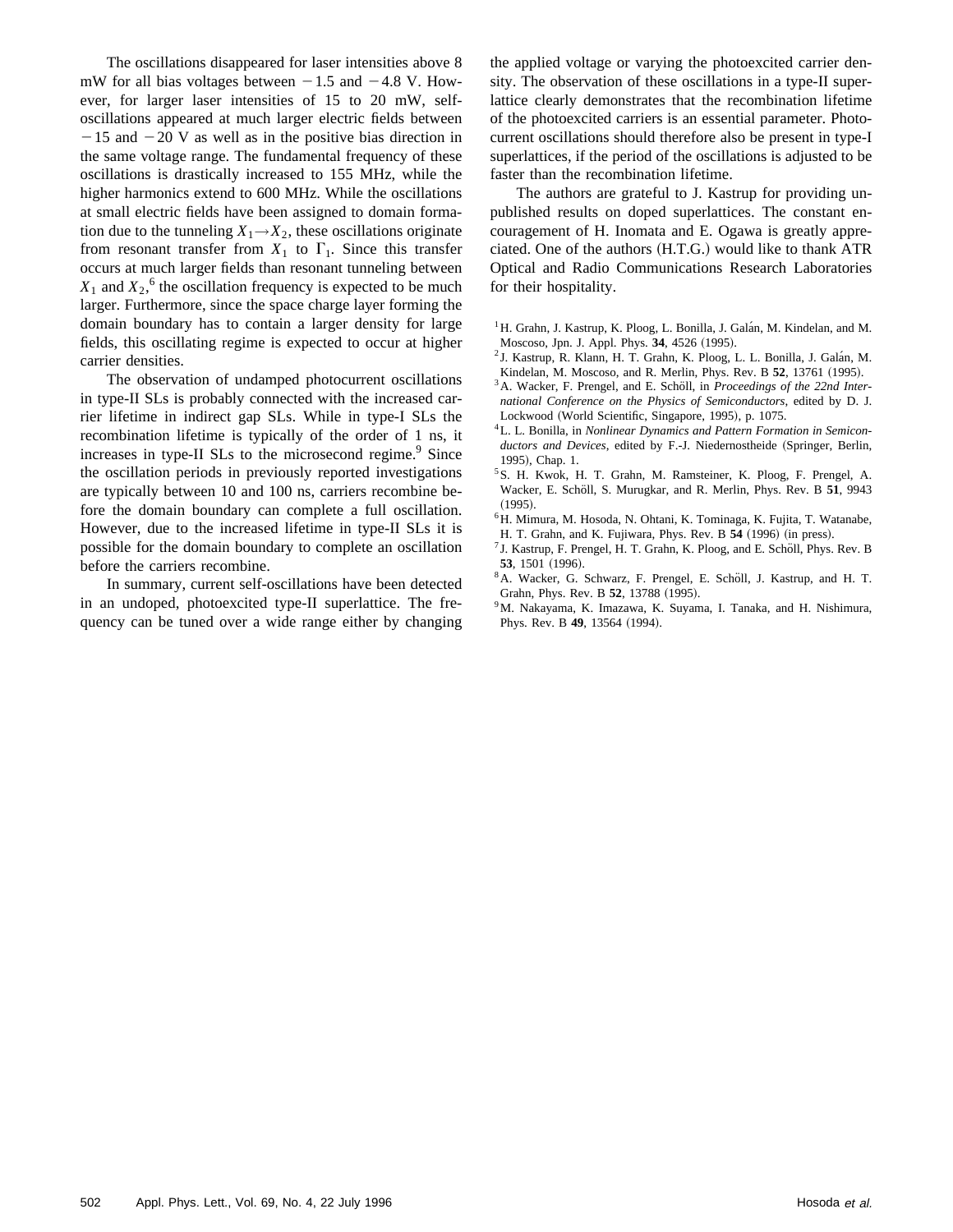The oscillations disappeared for laser intensities above 8 mW for all bias voltages between $-1.5$ and $-4.8$ V. However, for larger laser intensities of 15 to 20 mW, self-oscillations appeared at much larger electric fields between $-15$ and $-20$ V as well as in the positive bias direction in the same voltage range. The fundamental frequency of these oscillations is drastically increased to 155 MHz, while the higher harmonics extend to 600 MHz. While the oscillations at small electric fields have been assigned to domain formation due to the tunneling $X_1 \rightarrow X_2$, these oscillations originate from resonant transfer from $X_1$ to $\Gamma_1$. Since this transfer occurs at much larger fields than resonant tunneling between $X_1$ and $X_2$,[6] the oscillation frequency is expected to be much larger. Furthermore, since the space charge layer forming the domain boundary has to contain a larger density for large fields, this oscillating regime is expected to occur at higher carrier densities.

The observation of undamped photocurrent oscillations in type-II SLs is probably connected with the increased carrier lifetime in indirect gap SLs. While in type-I SLs the recombination lifetime is typically of the order of 1 ns, it increases in type-II SLs to the microsecond regime.[9] Since the oscillation periods in previously reported investigations are typically between 10 and 100 ns, carriers recombine before the domain boundary can complete a full oscillation. However, due to the increased lifetime in type-II SLs it is possible for the domain boundary to complete an oscillation before the carriers recombine.

In summary, current self-oscillations have been detected in an undoped, photoexcited type-II superlattice. The frequency can be tuned over a wide range either by changing the applied voltage or varying the photoexcited carrier density. The observation of these oscillations in a type-II superlattice clearly demonstrates that the recombination lifetime of the photoexcited carriers is an essential parameter. Photocurrent oscillations should therefore also be present in type-I superlattices, if the period of the oscillations is adjusted to be faster than the recombination lifetime.

The authors are grateful to J. Kastrup for providing unpublished results on doped superlattices. The constant encouragement of H. Inomata and E. Ogawa is greatly appreciated. One of the authors (H.T.G.) would like to thank ATR Optical and Radio Communications Research Laboratories for their hospitality.

[1] H. Grahn, J. Kastrup, K. Ploog, L. Bonilla, J. Galán, M. Kindelan, and M. Moscoso, Jpn. J. Appl. Phys. **34**, 4526 (1995).

[2] J. Kastrup, R. Klann, H. T. Grahn, K. Ploog, L. L. Bonilla, J. Galán, M. Kindelan, M. Moscoso, and R. Merlin, Phys. Rev. B **52**, 13761 (1995).

[3] A. Wacker, F. Prengel, and E. Schöll, in *Proceedings of the 22nd International Conference on the Physics of Semiconductors*, edited by D. J. Lockwood (World Scientific, Singapore, 1995), p. 1075.

[4] L. L. Bonilla, in *Nonlinear Dynamics and Pattern Formation in Semiconductors and Devices*, edited by F.-J. Niedernostheide (Springer, Berlin, 1995), Chap. 1.

[5] S. H. Kwok, H. T. Grahn, M. Ramsteiner, K. Ploog, F. Prengel, A. Wacker, E. Schöll, S. Murugkar, and R. Merlin, Phys. Rev. B **51**, 9943 (1995).

[6] H. Mimura, M. Hosoda, N. Ohtani, K. Tominaga, K. Fujita, T. Watanabe, H. T. Grahn, and K. Fujiwara, Phys. Rev. B **54** (1996) (in press).

[7] J. Kastrup, F. Prengel, H. T. Grahn, K. Ploog, and E. Schöll, Phys. Rev. B **53**, 1501 (1996).

[8] A. Wacker, G. Schwarz, F. Prengel, E. Schöll, J. Kastrup, and H. T. Grahn, Phys. Rev. B **52**, 13788 (1995).

[9] M. Nakayama, K. Imazawa, K. Suyama, I. Tanaka, and H. Nishimura, Phys. Rev. B **49**, 13564 (1994).